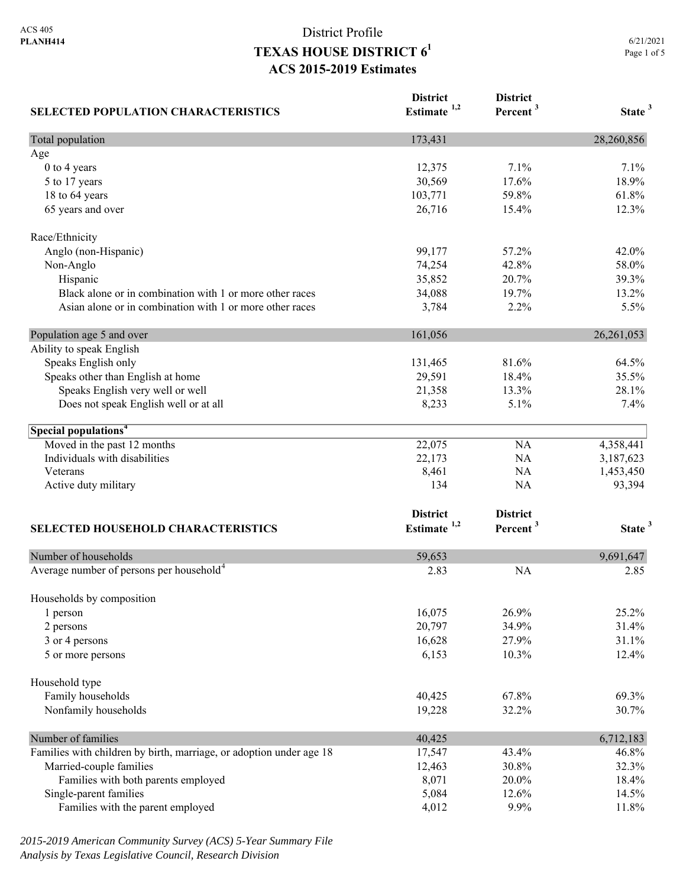ACS 405
**PLANH414**

# District Profile
## TEXAS HOUSE DISTRICT 6[1]
## ACS 2015-2019 Estimates

6/21/2021

| SELECTED POPULATION CHARACTERISTICS | District Estimate [1,2] | District Percent [3] | State [3] |
|---|---|---|---|
| Total population | 173,431 | | 28,260,856 |
| Age | | | |
| 0 to 4 years | 12,375 | 7.1% | 7.1% |
| 5 to 17 years | 30,569 | 17.6% | 18.9% |
| 18 to 64 years | 103,771 | 59.8% | 61.8% |
| 65 years and over | 26,716 | 15.4% | 12.3% |
| Race/Ethnicity | | | |
| Anglo (non-Hispanic) | 99,177 | 57.2% | 42.0% |
| Non-Anglo | 74,254 | 42.8% | 58.0% |
| Hispanic | 35,852 | 20.7% | 39.3% |
| Black alone or in combination with 1 or more other races | 34,088 | 19.7% | 13.2% |
| Asian alone or in combination with 1 or more other races | 3,784 | 2.2% | 5.5% |
| Population age 5 and over | 161,056 | | 26,261,053 |
| Ability to speak English | | | |
| Speaks English only | 131,465 | 81.6% | 64.5% |
| Speaks other than English at home | 29,591 | 18.4% | 35.5% |
| Speaks English very well or well | 21,358 | 13.3% | 28.1% |
| Does not speak English well or at all | 8,233 | 5.1% | 7.4% |
| **Special populations[4]** | | | |
| Moved in the past 12 months | 22,075 | NA | 4,358,441 |
| Individuals with disabilities | 22,173 | NA | 3,187,623 |
| Veterans | 8,461 | NA | 1,453,450 |
| Active duty military | 134 | NA | 93,394 |

| SELECTED HOUSEHOLD CHARACTERISTICS | District Estimate [1,2] | District Percent [3] | State [3] |
|---|---|---|---|
| Number of households | 59,653 | | 9,691,647 |
| Average number of persons per household[4] | 2.83 | NA | 2.85 |
| Households by composition | | | |
| 1 person | 16,075 | 26.9% | 25.2% |
| 2 persons | 20,797 | 34.9% | 31.4% |
| 3 or 4 persons | 16,628 | 27.9% | 31.1% |
| 5 or more persons | 6,153 | 10.3% | 12.4% |
| Household type | | | |
| Family households | 40,425 | 67.8% | 69.3% |
| Nonfamily households | 19,228 | 32.2% | 30.7% |
| Number of families | 40,425 | | 6,712,183 |
| Families with children by birth, marriage, or adoption under age 18 | 17,547 | 43.4% | 46.8% |
| Married-couple families | 12,463 | 30.8% | 32.3% |
| Families with both parents employed | 8,071 | 20.0% | 18.4% |
| Single-parent families | 5,084 | 12.6% | 14.5% |
| Families with the parent employed | 4,012 | 9.9% | 11.8% |

*2015-2019 American Community Survey (ACS) 5-Year Summary File*
*Analysis by Texas Legislative Council, Research Division*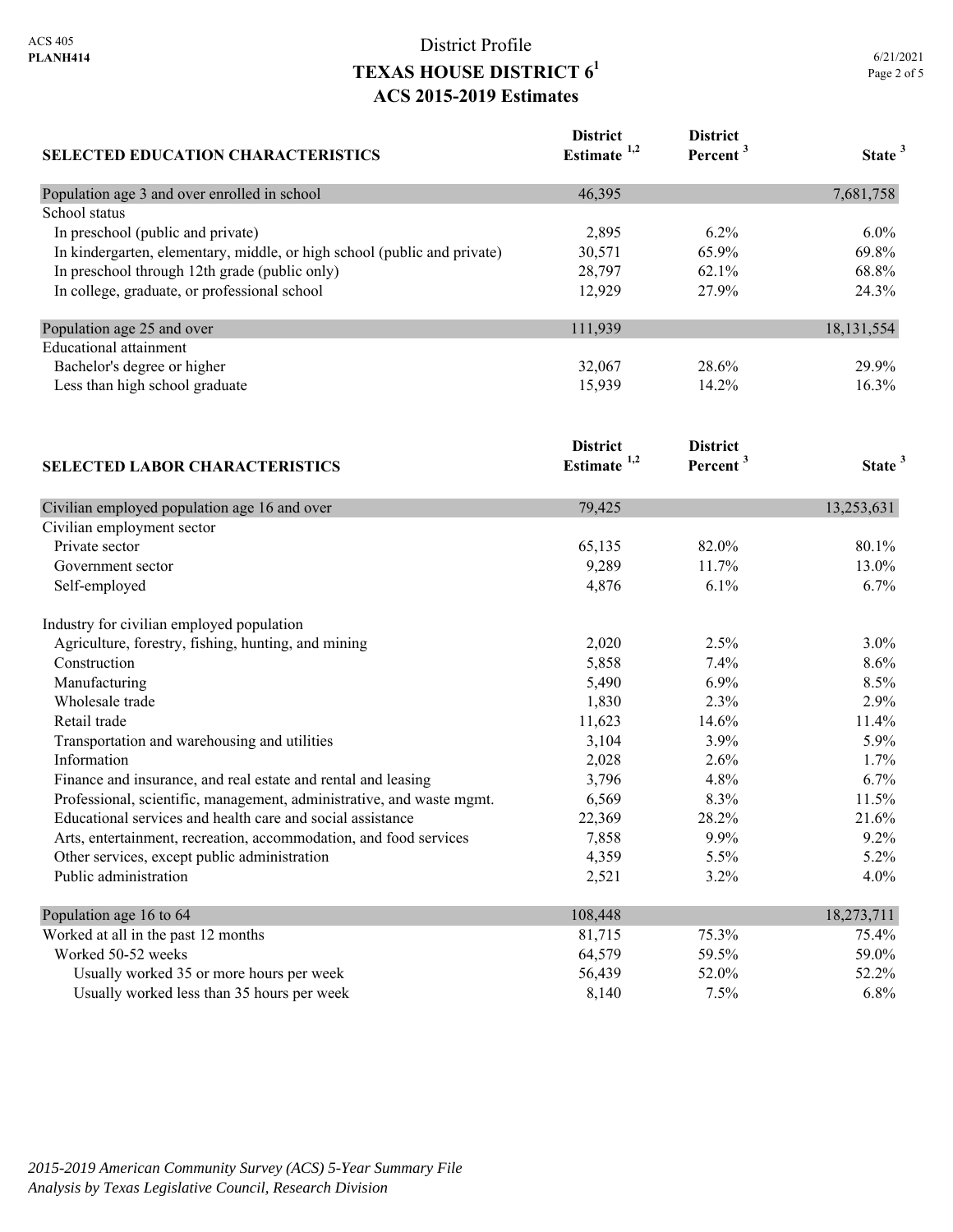District Profile

# TEXAS HOUSE DISTRICT 6[1]

## ACS 2015-2019 Estimates

| SELECTED EDUCATION CHARACTERISTICS | District Estimate [1,2] | District Percent [3] | State [3] |
|---|---|---|---|
| Population age 3 and over enrolled in school | 46,395 | | 7,681,758 |
| School status | | | |
| In preschool (public and private) | 2,895 | 6.2% | 6.0% |
| In kindergarten, elementary, middle, or high school (public and private) | 30,571 | 65.9% | 69.8% |
| In preschool through 12th grade (public only) | 28,797 | 62.1% | 68.8% |
| In college, graduate, or professional school | 12,929 | 27.9% | 24.3% |
| Population age 25 and over | 111,939 | | 18,131,554 |
| Educational attainment | | | |
| Bachelor's degree or higher | 32,067 | 28.6% | 29.9% |
| Less than high school graduate | 15,939 | 14.2% | 16.3% |

| SELECTED LABOR CHARACTERISTICS | District Estimate [1,2] | District Percent [3] | State [3] |
|---|---|---|---|
| Civilian employed population age 16 and over | 79,425 | | 13,253,631 |
| Civilian employment sector | | | |
| Private sector | 65,135 | 82.0% | 80.1% |
| Government sector | 9,289 | 11.7% | 13.0% |
| Self-employed | 4,876 | 6.1% | 6.7% |
| Industry for civilian employed population | | | |
| Agriculture, forestry, fishing, hunting, and mining | 2,020 | 2.5% | 3.0% |
| Construction | 5,858 | 7.4% | 8.6% |
| Manufacturing | 5,490 | 6.9% | 8.5% |
| Wholesale trade | 1,830 | 2.3% | 2.9% |
| Retail trade | 11,623 | 14.6% | 11.4% |
| Transportation and warehousing and utilities | 3,104 | 3.9% | 5.9% |
| Information | 2,028 | 2.6% | 1.7% |
| Finance and insurance, and real estate and rental and leasing | 3,796 | 4.8% | 6.7% |
| Professional, scientific, management, administrative, and waste mgmt. | 6,569 | 8.3% | 11.5% |
| Educational services and health care and social assistance | 22,369 | 28.2% | 21.6% |
| Arts, entertainment, recreation, accommodation, and food services | 7,858 | 9.9% | 9.2% |
| Other services, except public administration | 4,359 | 5.5% | 5.2% |
| Public administration | 2,521 | 3.2% | 4.0% |
| Population age 16 to 64 | 108,448 | | 18,273,711 |
| Worked at all in the past 12 months | 81,715 | 75.3% | 75.4% |
| Worked 50-52 weeks | 64,579 | 59.5% | 59.0% |
| Usually worked 35 or more hours per week | 56,439 | 52.0% | 52.2% |
| Usually worked less than 35 hours per week | 8,140 | 7.5% | 6.8% |

*2015-2019 American Community Survey (ACS) 5-Year Summary File*
*Analysis by Texas Legislative Council, Research Division*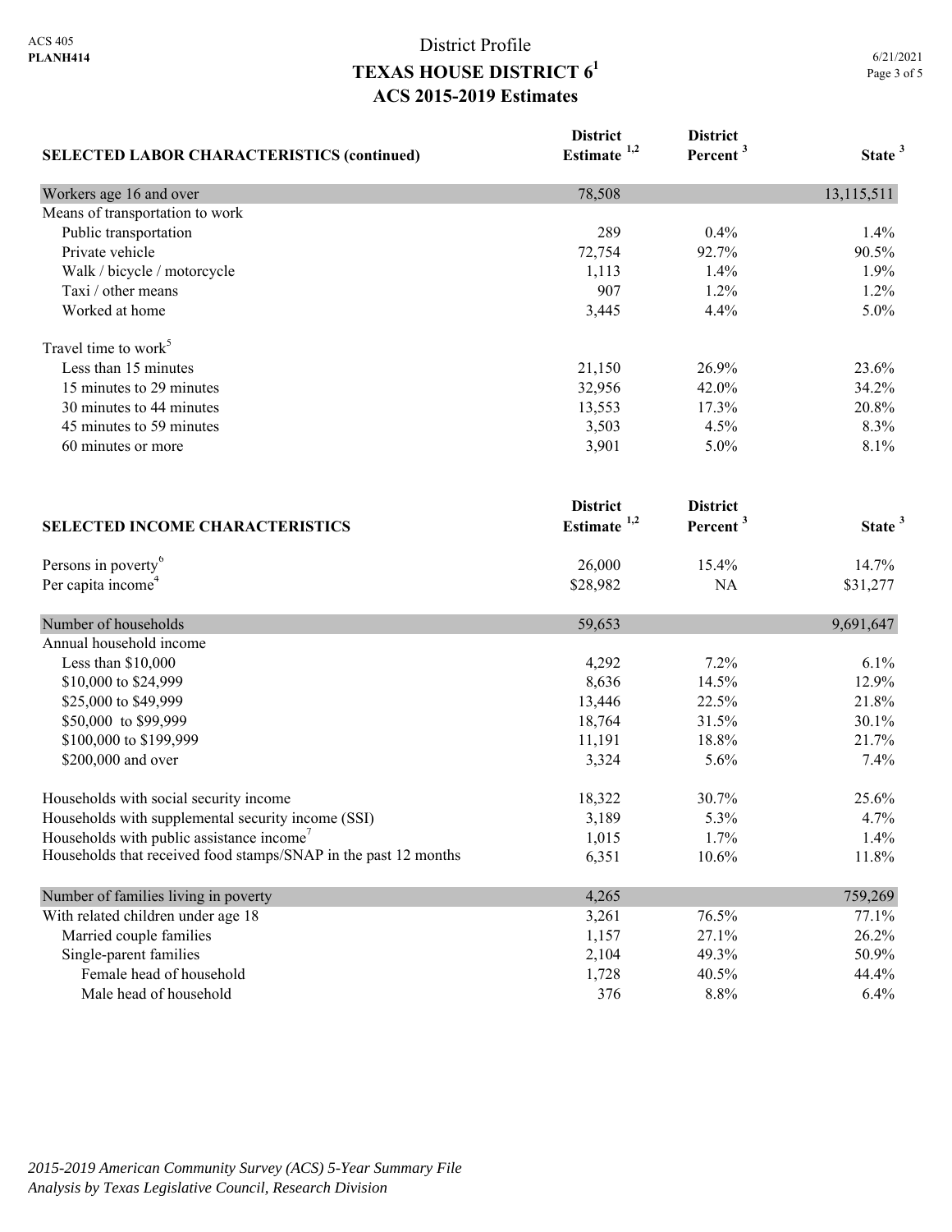ACS 405
**PLANH414**

# District Profile
## TEXAS HOUSE DISTRICT 6[1]
## ACS 2015-2019 Estimates

6/21/2021

| SELECTED LABOR CHARACTERISTICS (continued) | District Estimate [1,2] | District Percent [3] | State [3] |
|---|---|---|---|
| Workers age 16 and over | 78,508 | | 13,115,511 |
| Means of transportation to work | | | |
| Public transportation | 289 | 0.4% | 1.4% |
| Private vehicle | 72,754 | 92.7% | 90.5% |
| Walk / bicycle / motorcycle | 1,113 | 1.4% | 1.9% |
| Taxi / other means | 907 | 1.2% | 1.2% |
| Worked at home | 3,445 | 4.4% | 5.0% |
| Travel time to work[5] | | | |
| Less than 15 minutes | 21,150 | 26.9% | 23.6% |
| 15 minutes to 29 minutes | 32,956 | 42.0% | 34.2% |
| 30 minutes to 44 minutes | 13,553 | 17.3% | 20.8% |
| 45 minutes to 59 minutes | 3,503 | 4.5% | 8.3% |
| 60 minutes or more | 3,901 | 5.0% | 8.1% |

| SELECTED INCOME CHARACTERISTICS | District Estimate [1,2] | District Percent [3] | State [3] |
|---|---|---|---|
| Persons in poverty[6] | 26,000 | 15.4% | 14.7% |
| Per capita income[4] | $28,982 | NA | $31,277 |
| Number of households | 59,653 | | 9,691,647 |
| Annual household income | | | |
| Less than $10,000 | 4,292 | 7.2% | 6.1% |
| $10,000 to $24,999 | 8,636 | 14.5% | 12.9% |
| $25,000 to $49,999 | 13,446 | 22.5% | 21.8% |
| $50,000 to $99,999 | 18,764 | 31.5% | 30.1% |
| $100,000 to $199,999 | 11,191 | 18.8% | 21.7% |
| $200,000 and over | 3,324 | 5.6% | 7.4% |
| Households with social security income | 18,322 | 30.7% | 25.6% |
| Households with supplemental security income (SSI) | 3,189 | 5.3% | 4.7% |
| Households with public assistance income[7] | 1,015 | 1.7% | 1.4% |
| Households that received food stamps/SNAP in the past 12 months | 6,351 | 10.6% | 11.8% |
| Number of families living in poverty | 4,265 | | 759,269 |
| With related children under age 18 | 3,261 | 76.5% | 77.1% |
| Married couple families | 1,157 | 27.1% | 26.2% |
| Single-parent families | 2,104 | 49.3% | 50.9% |
| Female head of household | 1,728 | 40.5% | 44.4% |
| Male head of household | 376 | 8.8% | 6.4% |

*2015-2019 American Community Survey (ACS) 5-Year Summary File*
*Analysis by Texas Legislative Council, Research Division*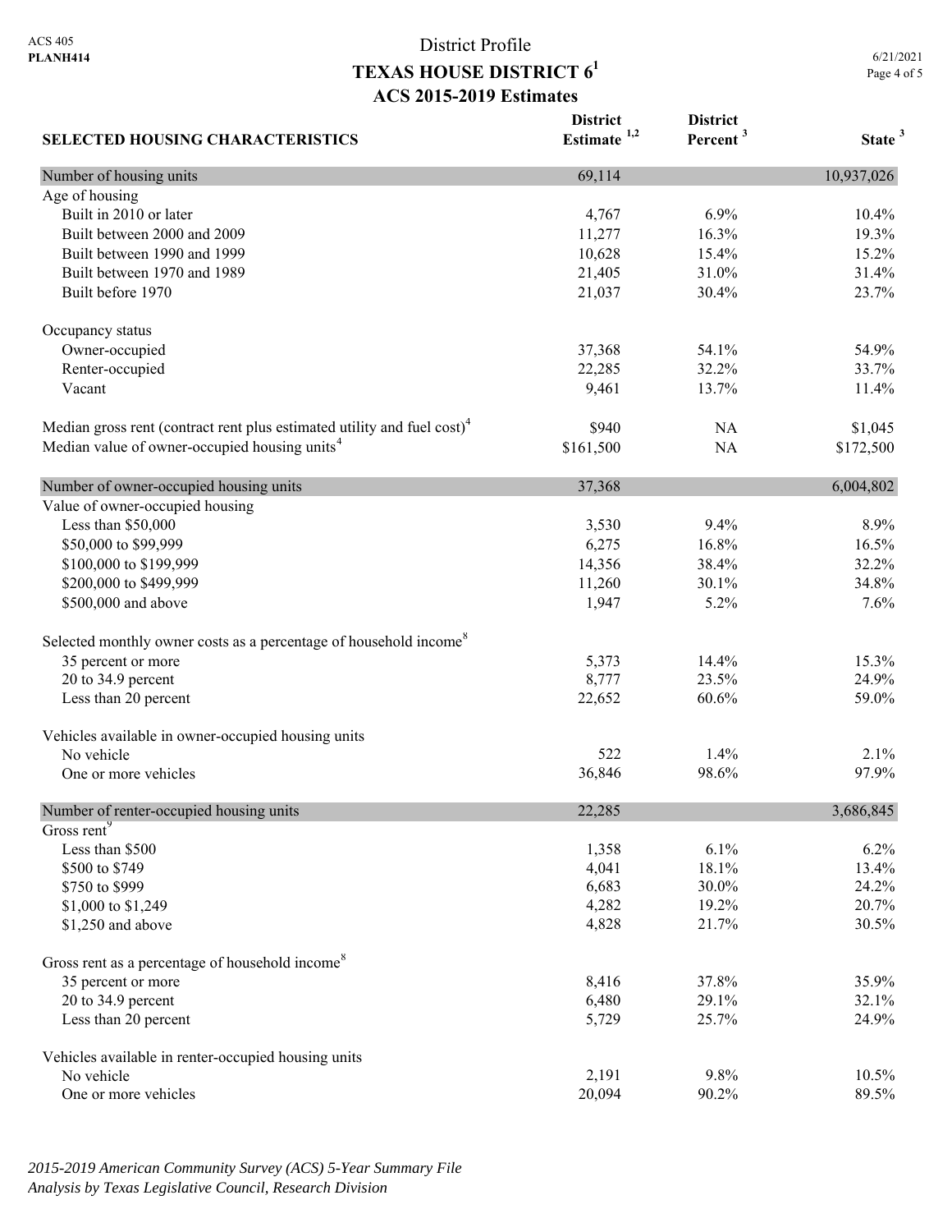ACS 405
**PLANH414**

# District Profile
## TEXAS HOUSE DISTRICT 6[1]
### ACS 2015-2019 Estimates

6/21/2021

| SELECTED HOUSING CHARACTERISTICS | District Estimate [1,2] | District Percent [3] | State [3] |
|---|---|---|---|
| Number of housing units | 69,114 | | 10,937,026 |
| Age of housing | | | |
| Built in 2010 or later | 4,767 | 6.9% | 10.4% |
| Built between 2000 and 2009 | 11,277 | 16.3% | 19.3% |
| Built between 1990 and 1999 | 10,628 | 15.4% | 15.2% |
| Built between 1970 and 1989 | 21,405 | 31.0% | 31.4% |
| Built before 1970 | 21,037 | 30.4% | 23.7% |
| Occupancy status | | | |
| Owner-occupied | 37,368 | 54.1% | 54.9% |
| Renter-occupied | 22,285 | 32.2% | 33.7% |
| Vacant | 9,461 | 13.7% | 11.4% |
| Median gross rent (contract rent plus estimated utility and fuel cost)[4] | $940 | NA | $1,045 |
| Median value of owner-occupied housing units[4] | $161,500 | NA | $172,500 |
| Number of owner-occupied housing units | 37,368 | | 6,004,802 |
| Value of owner-occupied housing | | | |
| Less than $50,000 | 3,530 | 9.4% | 8.9% |
| $50,000 to $99,999 | 6,275 | 16.8% | 16.5% |
| $100,000 to $199,999 | 14,356 | 38.4% | 32.2% |
| $200,000 to $499,999 | 11,260 | 30.1% | 34.8% |
| $500,000 and above | 1,947 | 5.2% | 7.6% |
| Selected monthly owner costs as a percentage of household income[8] | | | |
| 35 percent or more | 5,373 | 14.4% | 15.3% |
| 20 to 34.9 percent | 8,777 | 23.5% | 24.9% |
| Less than 20 percent | 22,652 | 60.6% | 59.0% |
| Vehicles available in owner-occupied housing units | | | |
| No vehicle | 522 | 1.4% | 2.1% |
| One or more vehicles | 36,846 | 98.6% | 97.9% |
| Number of renter-occupied housing units | 22,285 | | 3,686,845 |
| Gross rent[9] | | | |
| Less than $500 | 1,358 | 6.1% | 6.2% |
| $500 to $749 | 4,041 | 18.1% | 13.4% |
| $750 to $999 | 6,683 | 30.0% | 24.2% |
| $1,000 to $1,249 | 4,282 | 19.2% | 20.7% |
| $1,250 and above | 4,828 | 21.7% | 30.5% |
| Gross rent as a percentage of household income[8] | | | |
| 35 percent or more | 8,416 | 37.8% | 35.9% |
| 20 to 34.9 percent | 6,480 | 29.1% | 32.1% |
| Less than 20 percent | 5,729 | 25.7% | 24.9% |
| Vehicles available in renter-occupied housing units | | | |
| No vehicle | 2,191 | 9.8% | 10.5% |
| One or more vehicles | 20,094 | 90.2% | 89.5% |

*2015-2019 American Community Survey (ACS) 5-Year Summary File*
*Analysis by Texas Legislative Council, Research Division*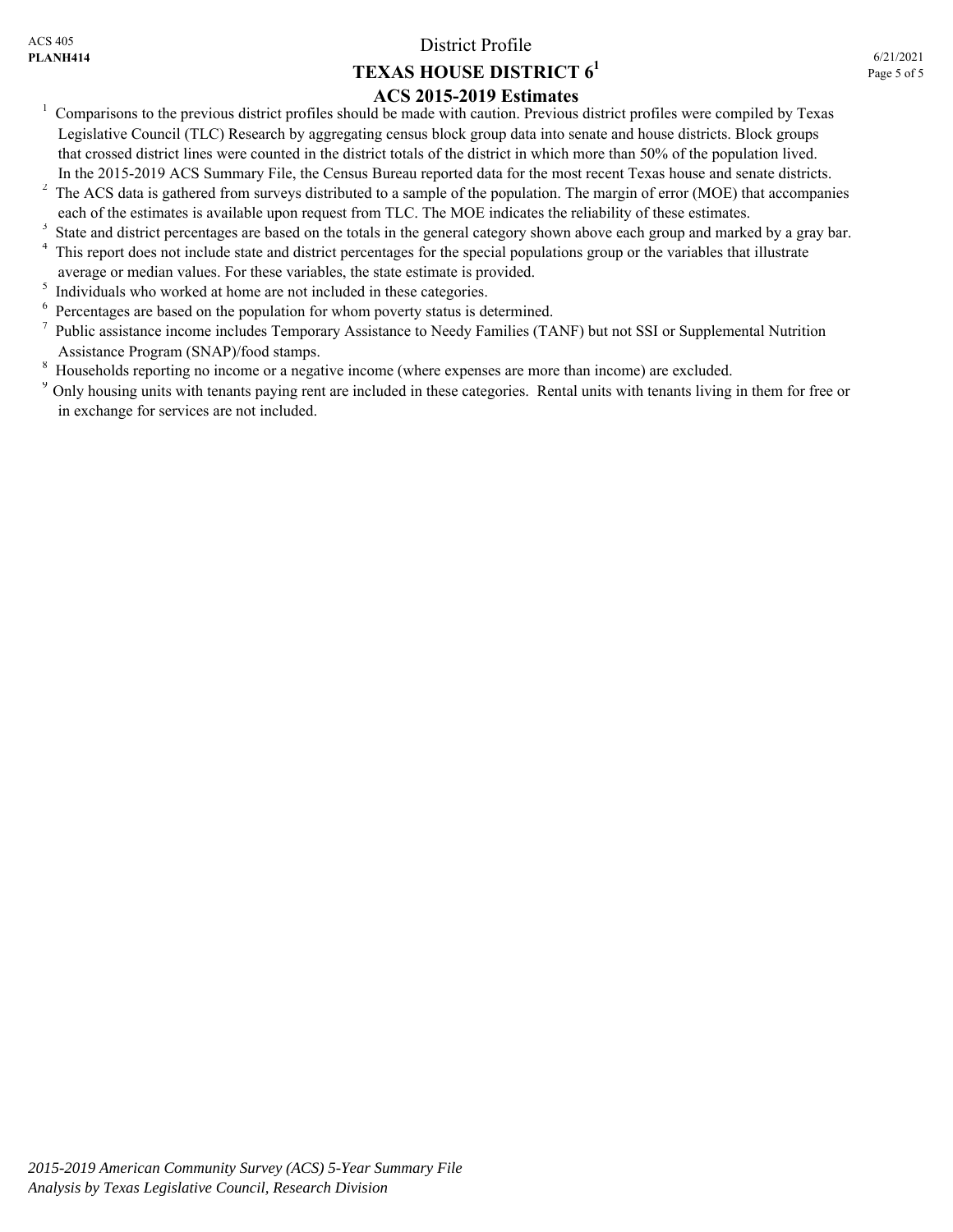ACS 405
**PLANH414**

# District Profile
## TEXAS HOUSE DISTRICT 6[1]
### ACS 2015-2019 Estimates

6/21/2021

[1] Comparisons to the previous district profiles should be made with caution. Previous district profiles were compiled by Texas Legislative Council (TLC) Research by aggregating census block group data into senate and house districts. Block groups that crossed district lines were counted in the district totals of the district in which more than 50% of the population lived. In the 2015-2019 ACS Summary File, the Census Bureau reported data for the most recent Texas house and senate districts.

[2] The ACS data is gathered from surveys distributed to a sample of the population. The margin of error (MOE) that accompanies each of the estimates is available upon request from TLC. The MOE indicates the reliability of these estimates.

[3] State and district percentages are based on the totals in the general category shown above each group and marked by a gray bar.

[4] This report does not include state and district percentages for the special populations group or the variables that illustrate average or median values. For these variables, the state estimate is provided.

[5] Individuals who worked at home are not included in these categories.

[6] Percentages are based on the population for whom poverty status is determined.

[7] Public assistance income includes Temporary Assistance to Needy Families (TANF) but not SSI or Supplemental Nutrition Assistance Program (SNAP)/food stamps.

[8] Households reporting no income or a negative income (where expenses are more than income) are excluded.

[9] Only housing units with tenants paying rent are included in these categories. Rental units with tenants living in them for free or in exchange for services are not included.

*2015-2019 American Community Survey (ACS) 5-Year Summary File*
*Analysis by Texas Legislative Council, Research Division*